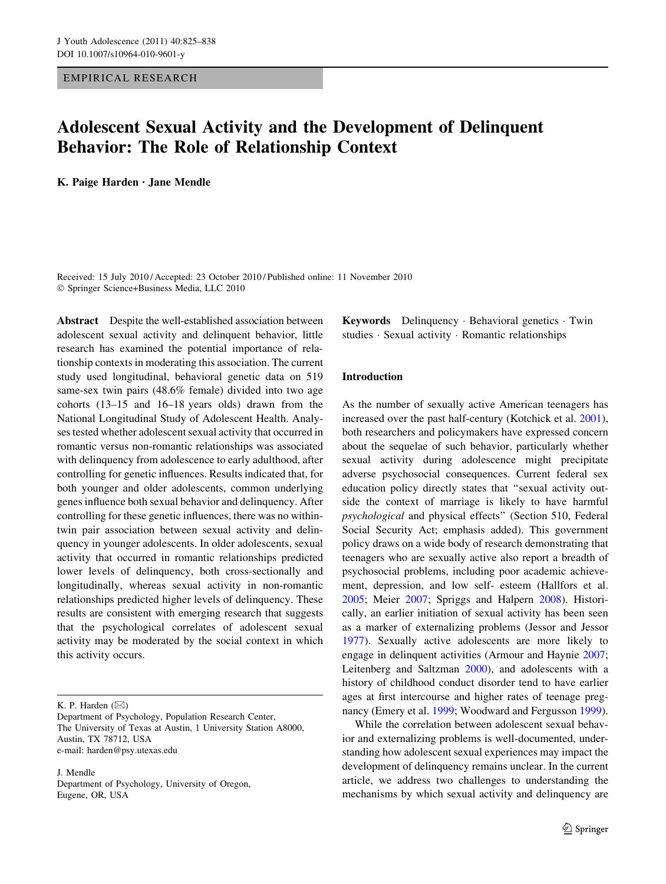EMPIRICAL RESEARCH

# Adolescent Sexual Activity and the Development of Delinquent Behavior: The Role of Relationship Context

**K. Paige Harden · Jane Mendle**

Received: 15 July 2010 / Accepted: 23 October 2010 / Published online: 11 November 2010
© Springer Science+Business Media, LLC 2010

**Abstract** Despite the well-established association between adolescent sexual activity and delinquent behavior, little research has examined the potential importance of relationship contexts in moderating this association. The current study used longitudinal, behavioral genetic data on 519 same-sex twin pairs (48.6% female) divided into two age cohorts (13–15 and 16–18 years olds) drawn from the National Longitudinal Study of Adolescent Health. Analyses tested whether adolescent sexual activity that occurred in romantic versus non-romantic relationships was associated with delinquency from adolescence to early adulthood, after controlling for genetic influences. Results indicated that, for both younger and older adolescents, common underlying genes influence both sexual behavior and delinquency. After controlling for these genetic influences, there was no within-twin pair association between sexual activity and delinquency in younger adolescents. In older adolescents, sexual activity that occurred in romantic relationships predicted lower levels of delinquency, both cross-sectionally and longitudinally, whereas sexual activity in non-romantic relationships predicted higher levels of delinquency. These results are consistent with emerging research that suggests that the psychological correlates of adolescent sexual activity may be moderated by the social context in which this activity occurs.

**Keywords** Delinquency · Behavioral genetics · Twin studies · Sexual activity · Romantic relationships

K. P. Harden (✉)
Department of Psychology, Population Research Center, The University of Texas at Austin, 1 University Station A8000, Austin, TX 78712, USA
e-mail: harden@psy.utexas.edu

J. Mendle
Department of Psychology, University of Oregon, Eugene, OR, USA

## Introduction

As the number of sexually active American teenagers has increased over the past half-century (Kotchick et al. 2001), both researchers and policymakers have expressed concern about the sequelae of such behavior, particularly whether sexual activity during adolescence might precipitate adverse psychosocial consequences. Current federal sex education policy directly states that "sexual activity outside the context of marriage is likely to have harmful *psychological* and physical effects" (Section 510, Federal Social Security Act; emphasis added). This government policy draws on a wide body of research demonstrating that teenagers who are sexually active also report a breadth of psychosocial problems, including poor academic achievement, depression, and low self- esteem (Hallfors et al. 2005; Meier 2007; Spriggs and Halpern 2008). Historically, an earlier initiation of sexual activity has been seen as a marker of externalizing problems (Jessor and Jessor 1977). Sexually active adolescents are more likely to engage in delinquent activities (Armour and Haynie 2007; Leitenberg and Saltzman 2000), and adolescents with a history of childhood conduct disorder tend to have earlier ages at first intercourse and higher rates of teenage pregnancy (Emery et al. 1999; Woodward and Fergusson 1999).

While the correlation between adolescent sexual behavior and externalizing problems is well-documented, understanding how adolescent sexual experiences may impact the development of delinquency remains unclear. In the current article, we address two challenges to understanding the mechanisms by which sexual activity and delinquency are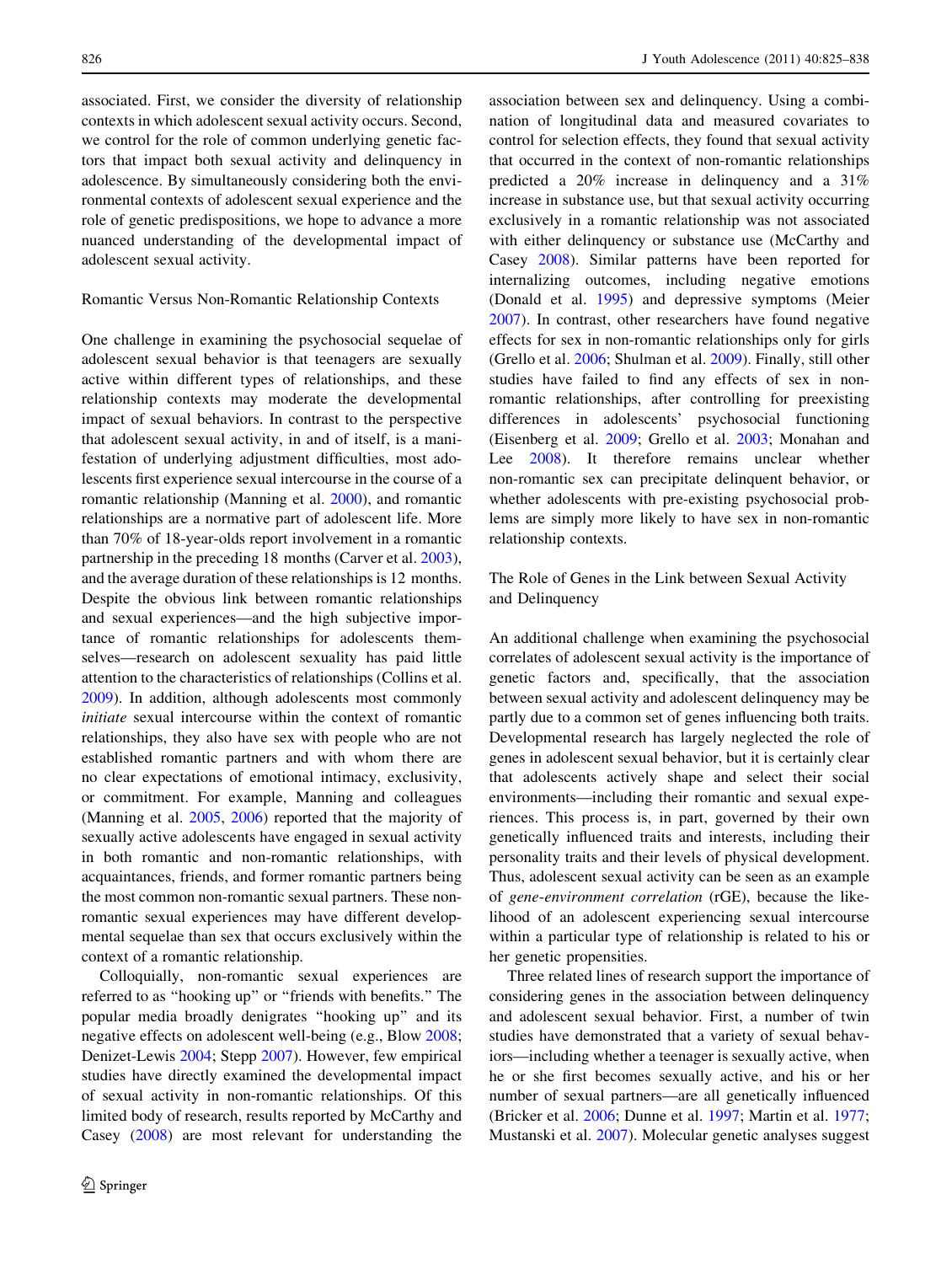associated. First, we consider the diversity of relationship contexts in which adolescent sexual activity occurs. Second, we control for the role of common underlying genetic factors that impact both sexual activity and delinquency in adolescence. By simultaneously considering both the environmental contexts of adolescent sexual experience and the role of genetic predispositions, we hope to advance a more nuanced understanding of the developmental impact of adolescent sexual activity.

### Romantic Versus Non-Romantic Relationship Contexts

One challenge in examining the psychosocial sequelae of adolescent sexual behavior is that teenagers are sexually active within different types of relationships, and these relationship contexts may moderate the developmental impact of sexual behaviors. In contrast to the perspective that adolescent sexual activity, in and of itself, is a manifestation of underlying adjustment difficulties, most adolescents first experience sexual intercourse in the course of a romantic relationship (Manning et al. 2000), and romantic relationships are a normative part of adolescent life. More than 70% of 18-year-olds report involvement in a romantic partnership in the preceding 18 months (Carver et al. 2003), and the average duration of these relationships is 12 months. Despite the obvious link between romantic relationships and sexual experiences—and the high subjective importance of romantic relationships for adolescents themselves—research on adolescent sexuality has paid little attention to the characteristics of relationships (Collins et al. 2009). In addition, although adolescents most commonly *initiate* sexual intercourse within the context of romantic relationships, they also have sex with people who are not established romantic partners and with whom there are no clear expectations of emotional intimacy, exclusivity, or commitment. For example, Manning and colleagues (Manning et al. 2005, 2006) reported that the majority of sexually active adolescents have engaged in sexual activity in both romantic and non-romantic relationships, with acquaintances, friends, and former romantic partners being the most common non-romantic sexual partners. These non-romantic sexual experiences may have different developmental sequelae than sex that occurs exclusively within the context of a romantic relationship.

Colloquially, non-romantic sexual experiences are referred to as "hooking up" or "friends with benefits." The popular media broadly denigrates "hooking up" and its negative effects on adolescent well-being (e.g., Blow 2008; Denizet-Lewis 2004; Stepp 2007). However, few empirical studies have directly examined the developmental impact of sexual activity in non-romantic relationships. Of this limited body of research, results reported by McCarthy and Casey (2008) are most relevant for understanding the association between sex and delinquency. Using a combination of longitudinal data and measured covariates to control for selection effects, they found that sexual activity that occurred in the context of non-romantic relationships predicted a 20% increase in delinquency and a 31% increase in substance use, but that sexual activity occurring exclusively in a romantic relationship was not associated with either delinquency or substance use (McCarthy and Casey 2008). Similar patterns have been reported for internalizing outcomes, including negative emotions (Donald et al. 1995) and depressive symptoms (Meier 2007). In contrast, other researchers have found negative effects for sex in non-romantic relationships only for girls (Grello et al. 2006; Shulman et al. 2009). Finally, still other studies have failed to find any effects of sex in non-romantic relationships, after controlling for preexisting differences in adolescents' psychosocial functioning (Eisenberg et al. 2009; Grello et al. 2003; Monahan and Lee 2008). It therefore remains unclear whether non-romantic sex can precipitate delinquent behavior, or whether adolescents with pre-existing psychosocial problems are simply more likely to have sex in non-romantic relationship contexts.

### The Role of Genes in the Link between Sexual Activity and Delinquency

An additional challenge when examining the psychosocial correlates of adolescent sexual activity is the importance of genetic factors and, specifically, that the association between sexual activity and adolescent delinquency may be partly due to a common set of genes influencing both traits. Developmental research has largely neglected the role of genes in adolescent sexual behavior, but it is certainly clear that adolescents actively shape and select their social environments—including their romantic and sexual experiences. This process is, in part, governed by their own genetically influenced traits and interests, including their personality traits and their levels of physical development. Thus, adolescent sexual activity can be seen as an example of *gene-environment correlation* (rGE), because the likelihood of an adolescent experiencing sexual intercourse within a particular type of relationship is related to his or her genetic propensities.

Three related lines of research support the importance of considering genes in the association between delinquency and adolescent sexual behavior. First, a number of twin studies have demonstrated that a variety of sexual behaviors—including whether a teenager is sexually active, when he or she first becomes sexually active, and his or her number of sexual partners—are all genetically influenced (Bricker et al. 2006; Dunne et al. 1997; Martin et al. 1977; Mustanski et al. 2007). Molecular genetic analyses suggest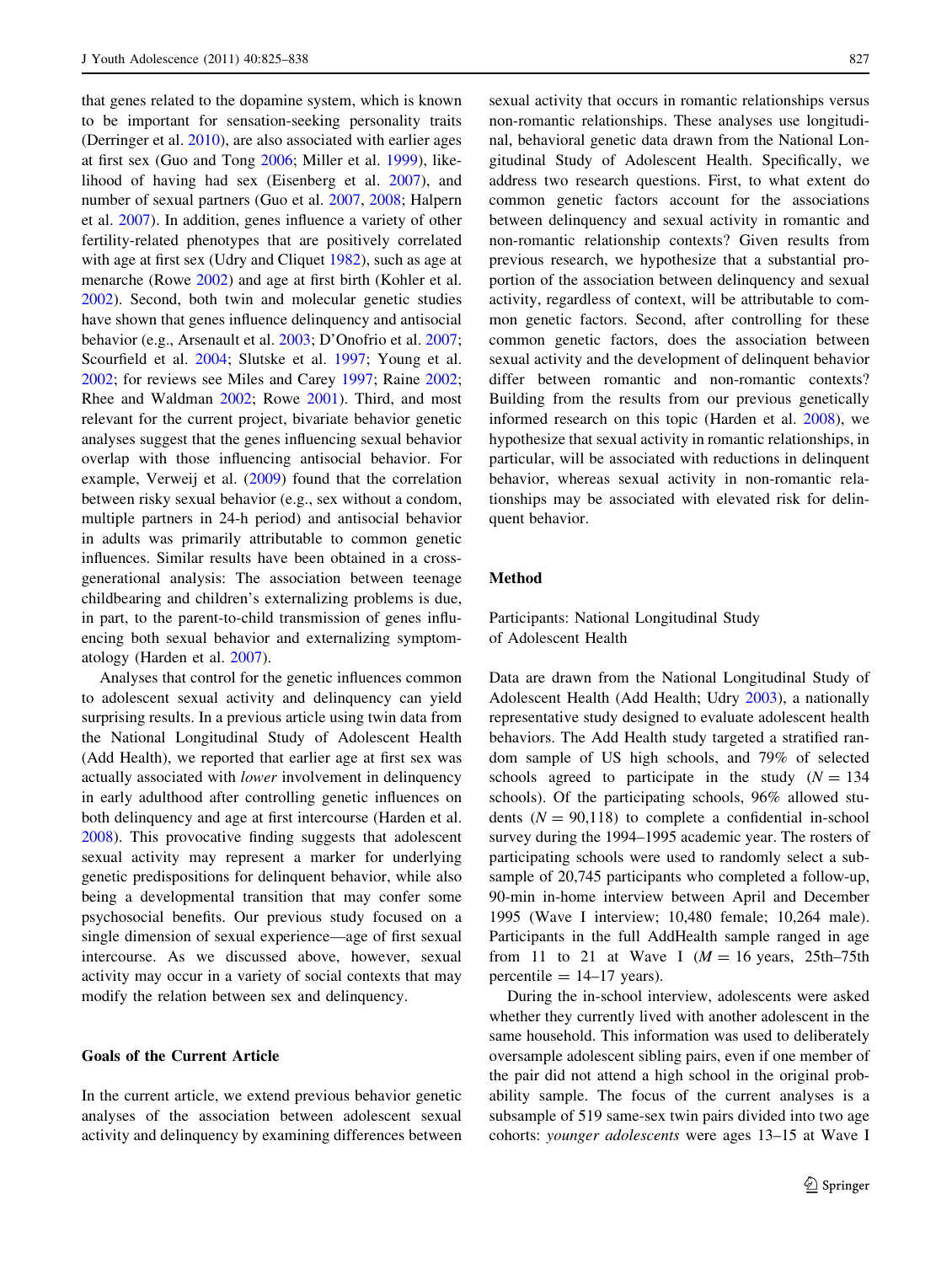that genes related to the dopamine system, which is known to be important for sensation-seeking personality traits (Derringer et al. 2010), are also associated with earlier ages at first sex (Guo and Tong 2006; Miller et al. 1999), likelihood of having had sex (Eisenberg et al. 2007), and number of sexual partners (Guo et al. 2007, 2008; Halpern et al. 2007). In addition, genes influence a variety of other fertility-related phenotypes that are positively correlated with age at first sex (Udry and Cliquet 1982), such as age at menarche (Rowe 2002) and age at first birth (Kohler et al. 2002). Second, both twin and molecular genetic studies have shown that genes influence delinquency and antisocial behavior (e.g., Arsenault et al. 2003; D'Onofrio et al. 2007; Scourfield et al. 2004; Slutske et al. 1997; Young et al. 2002; for reviews see Miles and Carey 1997; Raine 2002; Rhee and Waldman 2002; Rowe 2001). Third, and most relevant for the current project, bivariate behavior genetic analyses suggest that the genes influencing sexual behavior overlap with those influencing antisocial behavior. For example, Verweij et al. (2009) found that the correlation between risky sexual behavior (e.g., sex without a condom, multiple partners in 24-h period) and antisocial behavior in adults was primarily attributable to common genetic influences. Similar results have been obtained in a cross-generational analysis: The association between teenage childbearing and children's externalizing problems is due, in part, to the parent-to-child transmission of genes influencing both sexual behavior and externalizing symptomatology (Harden et al. 2007).

Analyses that control for the genetic influences common to adolescent sexual activity and delinquency can yield surprising results. In a previous article using twin data from the National Longitudinal Study of Adolescent Health (Add Health), we reported that earlier age at first sex was actually associated with *lower* involvement in delinquency in early adulthood after controlling genetic influences on both delinquency and age at first intercourse (Harden et al. 2008). This provocative finding suggests that adolescent sexual activity may represent a marker for underlying genetic predispositions for delinquent behavior, while also being a developmental transition that may confer some psychosocial benefits. Our previous study focused on a single dimension of sexual experience—age of first sexual intercourse. As we discussed above, however, sexual activity may occur in a variety of social contexts that may modify the relation between sex and delinquency.

## Goals of the Current Article

In the current article, we extend previous behavior genetic analyses of the association between adolescent sexual activity and delinquency by examining differences between sexual activity that occurs in romantic relationships versus non-romantic relationships. These analyses use longitudinal, behavioral genetic data drawn from the National Longitudinal Study of Adolescent Health. Specifically, we address two research questions. First, to what extent do common genetic factors account for the associations between delinquency and sexual activity in romantic and non-romantic relationship contexts? Given results from previous research, we hypothesize that a substantial proportion of the association between delinquency and sexual activity, regardless of context, will be attributable to common genetic factors. Second, after controlling for these common genetic factors, does the association between sexual activity and the development of delinquent behavior differ between romantic and non-romantic contexts? Building from the results from our previous genetically informed research on this topic (Harden et al. 2008), we hypothesize that sexual activity in romantic relationships, in particular, will be associated with reductions in delinquent behavior, whereas sexual activity in non-romantic relationships may be associated with elevated risk for delinquent behavior.

## Method

### Participants: National Longitudinal Study of Adolescent Health

Data are drawn from the National Longitudinal Study of Adolescent Health (Add Health; Udry 2003), a nationally representative study designed to evaluate adolescent health behaviors. The Add Health study targeted a stratified random sample of US high schools, and 79% of selected schools agreed to participate in the study ($N = 134$ schools). Of the participating schools, 96% allowed students ($N = 90{,}118$) to complete a confidential in-school survey during the 1994–1995 academic year. The rosters of participating schools were used to randomly select a subsample of 20,745 participants who completed a follow-up, 90-min in-home interview between April and December 1995 (Wave I interview; 10,480 female; 10,264 male). Participants in the full AddHealth sample ranged in age from 11 to 21 at Wave I ($M = 16$ years, 25th–75th percentile = 14–17 years).

During the in-school interview, adolescents were asked whether they currently lived with another adolescent in the same household. This information was used to deliberately oversample adolescent sibling pairs, even if one member of the pair did not attend a high school in the original probability sample. The focus of the current analyses is a subsample of 519 same-sex twin pairs divided into two age cohorts: *younger adolescents* were ages 13–15 at Wave I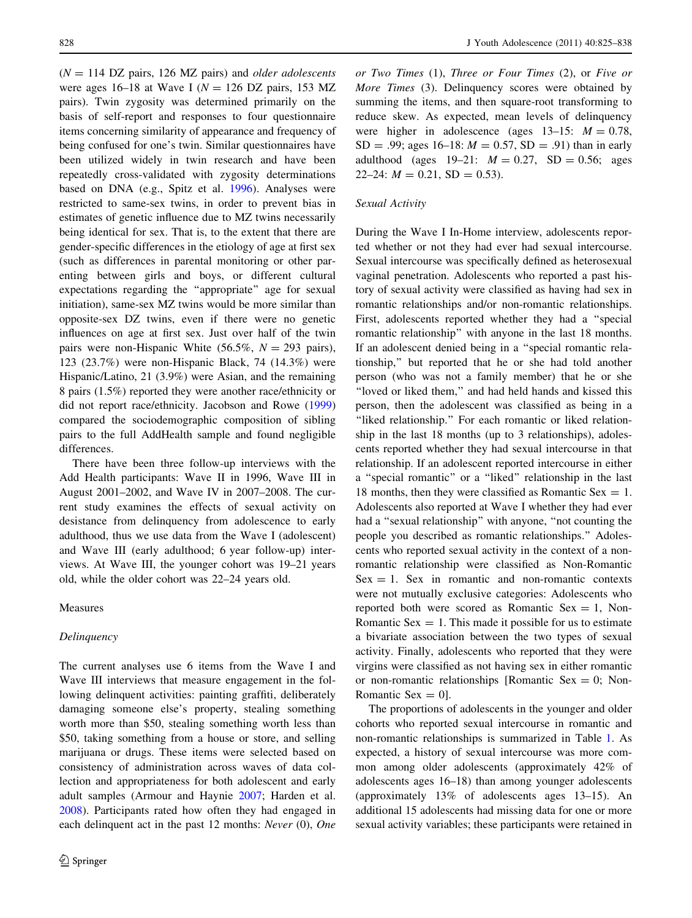($N$ = 114 DZ pairs, 126 MZ pairs) and *older adolescents* were ages 16–18 at Wave I ($N$ = 126 DZ pairs, 153 MZ pairs). Twin zygosity was determined primarily on the basis of self-report and responses to four questionnaire items concerning similarity of appearance and frequency of being confused for one's twin. Similar questionnaires have been utilized widely in twin research and have been repeatedly cross-validated with zygosity determinations based on DNA (e.g., Spitz et al. 1996). Analyses were restricted to same-sex twins, in order to prevent bias in estimates of genetic influence due to MZ twins necessarily being identical for sex. That is, to the extent that there are gender-specific differences in the etiology of age at first sex (such as differences in parental monitoring or other parenting between girls and boys, or different cultural expectations regarding the "appropriate" age for sexual initiation), same-sex MZ twins would be more similar than opposite-sex DZ twins, even if there were no genetic influences on age at first sex. Just over half of the twin pairs were non-Hispanic White (56.5%, $N$ = 293 pairs), 123 (23.7%) were non-Hispanic Black, 74 (14.3%) were Hispanic/Latino, 21 (3.9%) were Asian, and the remaining 8 pairs (1.5%) reported they were another race/ethnicity or did not report race/ethnicity. Jacobson and Rowe (1999) compared the sociodemographic composition of sibling pairs to the full AddHealth sample and found negligible differences.

There have been three follow-up interviews with the Add Health participants: Wave II in 1996, Wave III in August 2001–2002, and Wave IV in 2007–2008. The current study examines the effects of sexual activity on desistance from delinquency from adolescence to early adulthood, thus we use data from the Wave I (adolescent) and Wave III (early adulthood; 6 year follow-up) interviews. At Wave III, the younger cohort was 19–21 years old, while the older cohort was 22–24 years old.

## Measures

### *Delinquency*

The current analyses use 6 items from the Wave I and Wave III interviews that measure engagement in the following delinquent activities: painting graffiti, deliberately damaging someone else's property, stealing something worth more than \$50, stealing something worth less than \$50, taking something from a house or store, and selling marijuana or drugs. These items were selected based on consistency of administration across waves of data collection and appropriateness for both adolescent and early adult samples (Armour and Haynie 2007; Harden et al. 2008). Participants rated how often they had engaged in each delinquent act in the past 12 months: *Never* (0), *One or Two Times* (1), *Three or Four Times* (2), or *Five or More Times* (3). Delinquency scores were obtained by summing the items, and then square-root transforming to reduce skew. As expected, mean levels of delinquency were higher in adolescence (ages 13–15: $M = 0.78$, SD = .99; ages 16–18: $M = 0.57$, SD = .91) than in early adulthood (ages 19–21: $M = 0.27$, SD = 0.56; ages 22–24: $M = 0.21$, SD = 0.53).

### *Sexual Activity*

During the Wave I In-Home interview, adolescents reported whether or not they had ever had sexual intercourse. Sexual intercourse was specifically defined as heterosexual vaginal penetration. Adolescents who reported a past history of sexual activity were classified as having had sex in romantic relationships and/or non-romantic relationships. First, adolescents reported whether they had a "special romantic relationship" with anyone in the last 18 months. If an adolescent denied being in a "special romantic relationship," but reported that he or she had told another person (who was not a family member) that he or she "loved or liked them," and had held hands and kissed this person, then the adolescent was classified as being in a "liked relationship." For each romantic or liked relationship in the last 18 months (up to 3 relationships), adolescents reported whether they had sexual intercourse in that relationship. If an adolescent reported intercourse in either a "special romantic" or a "liked" relationship in the last 18 months, then they were classified as Romantic Sex = 1. Adolescents also reported at Wave I whether they had ever had a "sexual relationship" with anyone, "not counting the people you described as romantic relationships." Adolescents who reported sexual activity in the context of a non-romantic relationship were classified as Non-Romantic Sex = 1. Sex in romantic and non-romantic contexts were not mutually exclusive categories: Adolescents who reported both were scored as Romantic Sex = 1, Non-Romantic Sex = 1. This made it possible for us to estimate a bivariate association between the two types of sexual activity. Finally, adolescents who reported that they were virgins were classified as not having sex in either romantic or non-romantic relationships [Romantic Sex = 0; Non-Romantic Sex = 0].

The proportions of adolescents in the younger and older cohorts who reported sexual intercourse in romantic and non-romantic relationships is summarized in Table 1. As expected, a history of sexual intercourse was more common among older adolescents (approximately 42% of adolescents ages 16–18) than among younger adolescents (approximately 13% of adolescents ages 13–15). An additional 15 adolescents had missing data for one or more sexual activity variables; these participants were retained in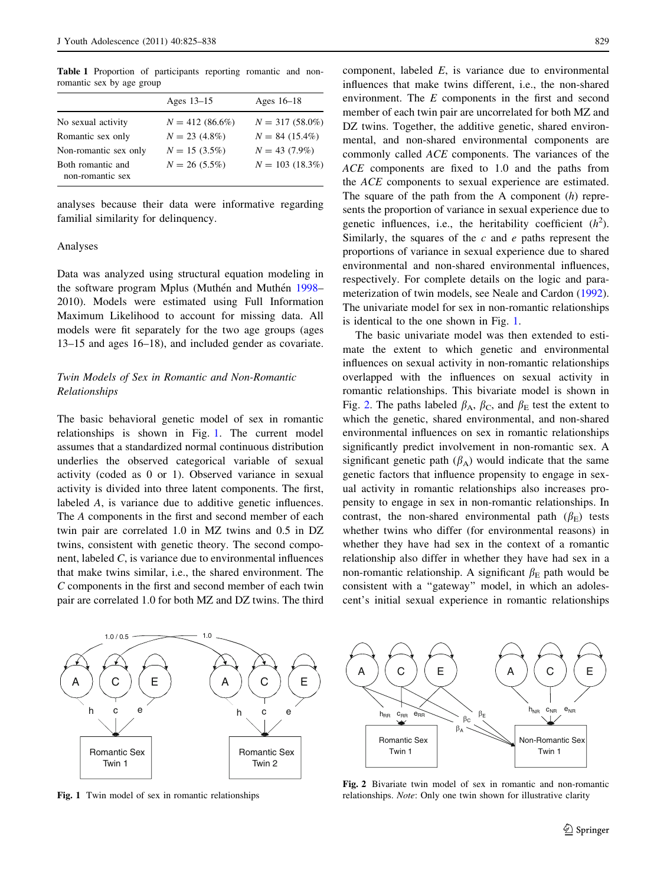**Table 1** Proportion of participants reporting romantic and non-romantic sex by age group

| | Ages 13–15 | Ages 16–18 |
|---|---|---|
| No sexual activity | $N = 412$ (86.6%) | $N = 317$ (58.0%) |
| Romantic sex only | $N = 23$ (4.8%) | $N = 84$ (15.4%) |
| Non-romantic sex only | $N = 15$ (3.5%) | $N = 43$ (7.9%) |
| Both romantic and non-romantic sex | $N = 26$ (5.5%) | $N = 103$ (18.3%) |

analyses because their data were informative regarding familial similarity for delinquency.

### Analyses

Data was analyzed using structural equation modeling in the software program Mplus (Muthén and Muthén 1998–2010). Models were estimated using Full Information Maximum Likelihood to account for missing data. All models were fit separately for the two age groups (ages 13–15 and ages 16–18), and included gender as covariate.

### *Twin Models of Sex in Romantic and Non-Romantic Relationships*

The basic behavioral genetic model of sex in romantic relationships is shown in Fig. 1. The current model assumes that a standardized normal continuous distribution underlies the observed categorical variable of sexual activity (coded as 0 or 1). Observed variance in sexual activity is divided into three latent components. The first, labeled *A*, is variance due to additive genetic influences. The *A* components in the first and second member of each twin pair are correlated 1.0 in MZ twins and 0.5 in DZ twins, consistent with genetic theory. The second component, labeled *C*, is variance due to environmental influences that make twins similar, i.e., the shared environment. The *C* components in the first and second member of each twin pair are correlated 1.0 for both MZ and DZ twins. The third component, labeled *E*, is variance due to environmental influences that make twins different, i.e., the non-shared environment. The *E* components in the first and second member of each twin pair are uncorrelated for both MZ and DZ twins. Together, the additive genetic, shared environmental, and non-shared environmental components are commonly called *ACE* components. The variances of the *ACE* components are fixed to 1.0 and the paths from the *ACE* components to sexual experience are estimated. The square of the path from the A component ($h$) represents the proportion of variance in sexual experience due to genetic influences, i.e., the heritability coefficient ($h^2$). Similarly, the squares of the $c$ and $e$ paths represent the proportions of variance in sexual experience due to shared environmental and non-shared environmental influences, respectively. For complete details on the logic and parameterization of twin models, see Neale and Cardon (1992). The univariate model for sex in non-romantic relationships is identical to the one shown in Fig. 1.

The basic univariate model was then extended to estimate the extent to which genetic and environmental influences on sexual activity in non-romantic relationships overlapped with the influences on sexual activity in romantic relationships. This bivariate model is shown in Fig. 2. The paths labeled $\beta_A$, $\beta_C$, and $\beta_E$ test the extent to which the genetic, shared environmental, and non-shared environmental influences on sex in romantic relationships significantly predict involvement in non-romantic sex. A significant genetic path ($\beta_A$) would indicate that the same genetic factors that influence propensity to engage in sexual activity in romantic relationships also increases propensity to engage in sex in non-romantic relationships. In contrast, the non-shared environmental path ($\beta_E$) tests whether twins who differ (for environmental reasons) in whether they have had sex in the context of a romantic relationship also differ in whether they have had sex in a non-romantic relationship. A significant $\beta_E$ path would be consistent with a "gateway" model, in which an adolescent's initial sexual experience in romantic relationships

**Fig. 1** Twin model of sex in romantic relationships

**Fig. 2** Bivariate twin model of sex in romantic and non-romantic relationships. *Note*: Only one twin shown for illustrative clarity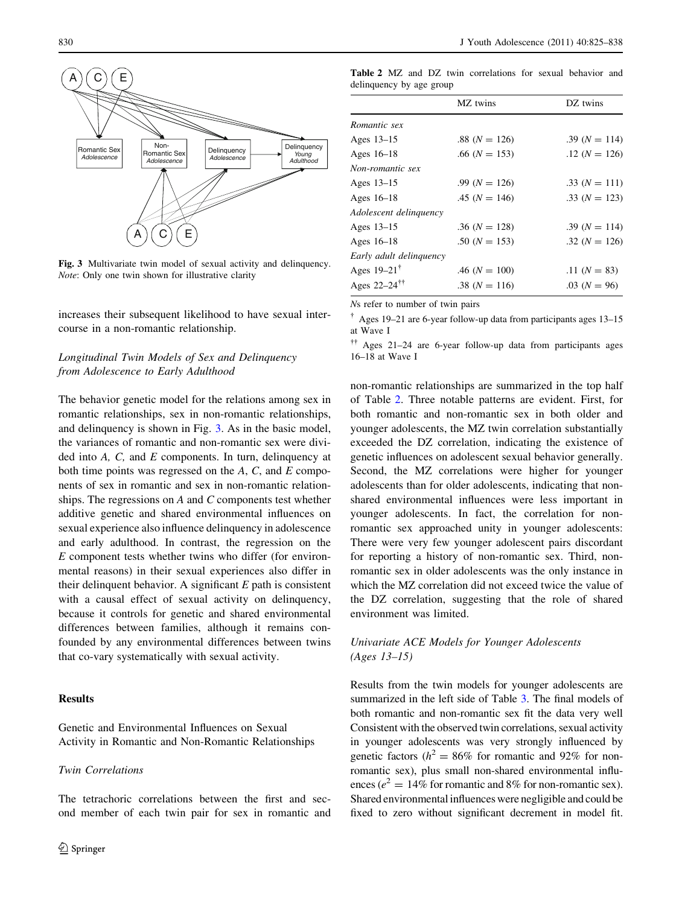A C E

Romantic Sex *Adolescence*

Non-Romantic Sex *Adolescence*

Delinquency *Adolescence*

Delinquency *Young Adulthood*

A C E

**Fig. 3** Multivariate twin model of sexual activity and delinquency. *Note*: Only one twin shown for illustrative clarity

increases their subsequent likelihood to have sexual intercourse in a non-romantic relationship.

### *Longitudinal Twin Models of Sex and Delinquency from Adolescence to Early Adulthood*

The behavior genetic model for the relations among sex in romantic relationships, sex in non-romantic relationships, and delinquency is shown in Fig. 3. As in the basic model, the variances of romantic and non-romantic sex were divided into *A, C,* and *E* components. In turn, delinquency at both time points was regressed on the *A*, *C*, and *E* components of sex in romantic and sex in non-romantic relationships. The regressions on *A* and *C* components test whether additive genetic and shared environmental influences on sexual experience also influence delinquency in adolescence and early adulthood. In contrast, the regression on the *E* component tests whether twins who differ (for environmental reasons) in their sexual experiences also differ in their delinquent behavior. A significant *E* path is consistent with a causal effect of sexual activity on delinquency, because it controls for genetic and shared environmental differences between families, although it remains confounded by any environmental differences between twins that co-vary systematically with sexual activity.

## Results

### Genetic and Environmental Influences on Sexual Activity in Romantic and Non-Romantic Relationships

#### *Twin Correlations*

The tetrachoric correlations between the first and second member of each twin pair for sex in romantic and non-romantic relationships are summarized in the top half of Table 2. Three notable patterns are evident. First, for both romantic and non-romantic sex in both older and younger adolescents, the MZ twin correlation substantially exceeded the DZ correlation, indicating the existence of genetic influences on adolescent sexual behavior generally. Second, the MZ correlations were higher for younger adolescents than for older adolescents, indicating that non-shared environmental influences were less important in younger adolescents. In fact, the correlation for non-romantic sex approached unity in younger adolescents: There were very few younger adolescent pairs discordant for reporting a history of non-romantic sex. Third, non-romantic sex in older adolescents was the only instance in which the MZ correlation did not exceed twice the value of the DZ correlation, suggesting that the role of shared environment was limited.

**Table 2** MZ and DZ twin correlations for sexual behavior and delinquency by age group

| | MZ twins | DZ twins |
|---|---|---|
| *Romantic sex* | | |
| Ages 13–15 | .88 ($N = 126$) | .39 ($N = 114$) |
| Ages 16–18 | .66 ($N = 153$) | .12 ($N = 126$) |
| *Non-romantic sex* | | |
| Ages 13–15 | .99 ($N = 126$) | .33 ($N = 111$) |
| Ages 16–18 | .45 ($N = 146$) | .33 ($N = 123$) |
| *Adolescent delinquency* | | |
| Ages 13–15 | .36 ($N = 128$) | .39 ($N = 114$) |
| Ages 16–18 | .50 ($N = 153$) | .32 ($N = 126$) |
| *Early adult delinquency* | | |
| Ages 19–21[†] | .46 ($N = 100$) | .11 ($N = 83$) |
| Ages 22–24[††] | .38 ($N = 116$) | .03 ($N = 96$) |

*N*s refer to number of twin pairs

[†] Ages 19–21 are 6-year follow-up data from participants ages 13–15 at Wave I

[††] Ages 21–24 are 6-year follow-up data from participants ages 16–18 at Wave I

#### *Univariate ACE Models for Younger Adolescents (Ages 13–15)*

Results from the twin models for younger adolescents are summarized in the left side of Table 3. The final models of both romantic and non-romantic sex fit the data very well Consistent with the observed twin correlations, sexual activity in younger adolescents was very strongly influenced by genetic factors ($h^2 = 86\%$ for romantic and 92% for non-romantic sex), plus small non-shared environmental influences ($e^2 = 14\%$ for romantic and 8% for non-romantic sex). Shared environmental influences were negligible and could be fixed to zero without significant decrement in model fit.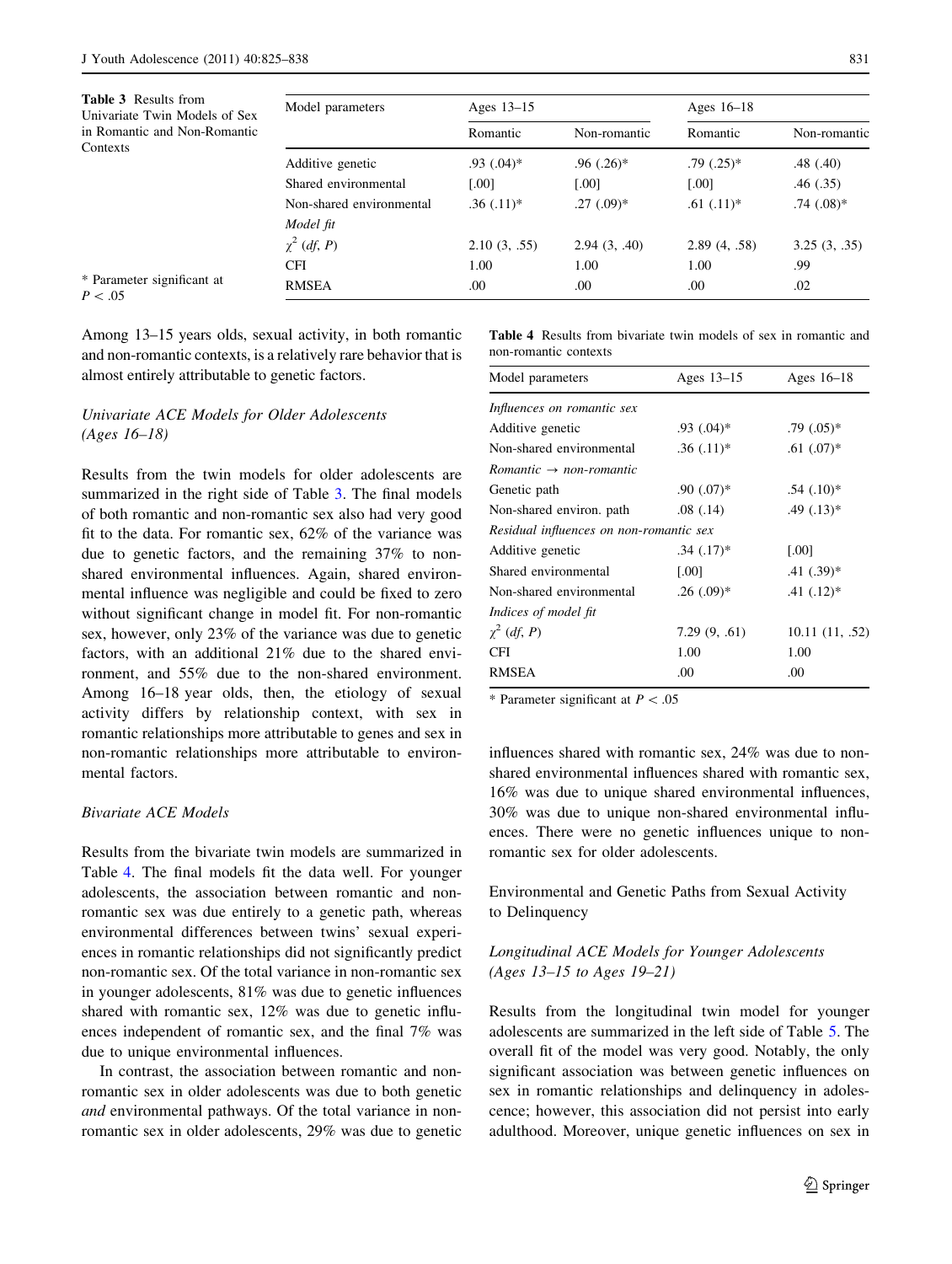**Table 3** Results from Univariate Twin Models of Sex in Romantic and Non-Romantic Contexts

| Model parameters | Ages 13–15 | | Ages 16–18 | |
|---|---|---|---|---|
| | Romantic | Non-romantic | Romantic | Non-romantic |
| Additive genetic | .93 (.04)* | .96 (.26)* | .79 (.25)* | .48 (.40) |
| Shared environmental | [.00] | [.00] | [.00] | .46 (.35) |
| Non-shared environmental | .36 (.11)* | .27 (.09)* | .61 (.11)* | .74 (.08)* |
| *Model fit* | | | | |
| $\chi^2$ (*df*, *P*) | 2.10 (3, .55) | 2.94 (3, .40) | 2.89 (4, .58) | 3.25 (3, .35) |
| CFI | 1.00 | 1.00 | 1.00 | .99 |
| RMSEA | .00 | .00 | .00 | .02 |

\* Parameter significant at $P < .05$

Among 13–15 years olds, sexual activity, in both romantic and non-romantic contexts, is a relatively rare behavior that is almost entirely attributable to genetic factors.

### *Univariate ACE Models for Older Adolescents (Ages 16–18)*

Results from the twin models for older adolescents are summarized in the right side of Table 3. The final models of both romantic and non-romantic sex also had very good fit to the data. For romantic sex, 62% of the variance was due to genetic factors, and the remaining 37% to non-shared environmental influences. Again, shared environmental influence was negligible and could be fixed to zero without significant change in model fit. For non-romantic sex, however, only 23% of the variance was due to genetic factors, with an additional 21% due to the shared environment, and 55% due to the non-shared environment. Among 16–18 year olds, then, the etiology of sexual activity differs by relationship context, with sex in romantic relationships more attributable to genes and sex in non-romantic relationships more attributable to environmental factors.

### *Bivariate ACE Models*

Results from the bivariate twin models are summarized in Table 4. The final models fit the data well. For younger adolescents, the association between romantic and non-romantic sex was due entirely to a genetic path, whereas environmental differences between twins' sexual experiences in romantic relationships did not significantly predict non-romantic sex. Of the total variance in non-romantic sex in younger adolescents, 81% was due to genetic influences shared with romantic sex, 12% was due to genetic influences independent of romantic sex, and the final 7% was due to unique environmental influences.

In contrast, the association between romantic and non-romantic sex in older adolescents was due to both genetic *and* environmental pathways. Of the total variance in non-romantic sex in older adolescents, 29% was due to genetic influences shared with romantic sex, 24% was due to non-shared environmental influences shared with romantic sex, 16% was due to unique shared environmental influences, 30% was due to unique non-shared environmental influences. There were no genetic influences unique to non-romantic sex for older adolescents.

**Table 4** Results from bivariate twin models of sex in romantic and non-romantic contexts

| Model parameters | Ages 13–15 | Ages 16–18 |
|---|---|---|
| *Influences on romantic sex* | | |
| Additive genetic | .93 (.04)* | .79 (.05)* |
| Non-shared environmental | .36 (.11)* | .61 (.07)* |
| *Romantic → non-romantic* | | |
| Genetic path | .90 (.07)* | .54 (.10)* |
| Non-shared environ. path | .08 (.14) | .49 (.13)* |
| *Residual influences on non-romantic sex* | | |
| Additive genetic | .34 (.17)* | [.00] |
| Shared environmental | [.00] | .41 (.39)* |
| Non-shared environmental | .26 (.09)* | .41 (.12)* |
| *Indices of model fit* | | |
| $\chi^2$ (*df*, *P*) | 7.29 (9, .61) | 10.11 (11, .52) |
| CFI | 1.00 | 1.00 |
| RMSEA | .00 | .00 |

\* Parameter significant at $P < .05$

## Environmental and Genetic Paths from Sexual Activity to Delinquency

### *Longitudinal ACE Models for Younger Adolescents (Ages 13–15 to Ages 19–21)*

Results from the longitudinal twin model for younger adolescents are summarized in the left side of Table 5. The overall fit of the model was very good. Notably, the only significant association was between genetic influences on sex in romantic relationships and delinquency in adolescence; however, this association did not persist into early adulthood. Moreover, unique genetic influences on sex in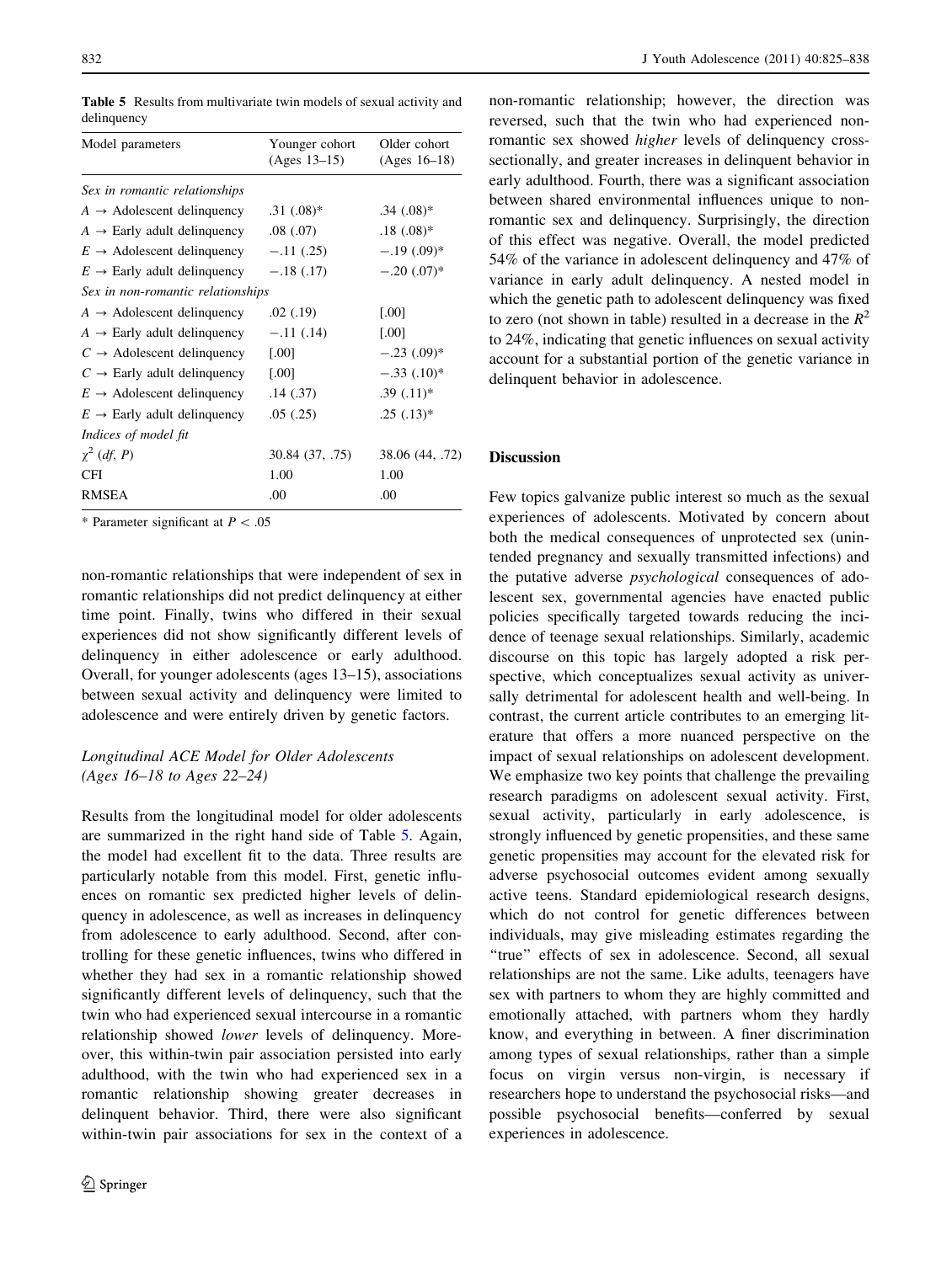**Table 5** Results from multivariate twin models of sexual activity and delinquency

| Model parameters | Younger cohort (Ages 13–15) | Older cohort (Ages 16–18) |
|---|---|---|
| *Sex in romantic relationships* | | |
| $A \rightarrow$ Adolescent delinquency | .31 (.08)* | .34 (.08)* |
| $A \rightarrow$ Early adult delinquency | .08 (.07) | .18 (.08)* |
| $E \rightarrow$ Adolescent delinquency | −.11 (.25) | −.19 (.09)* |
| $E \rightarrow$ Early adult delinquency | −.18 (.17) | −.20 (.07)* |
| *Sex in non-romantic relationships* | | |
| $A \rightarrow$ Adolescent delinquency | .02 (.19) | [.00] |
| $A \rightarrow$ Early adult delinquency | −.11 (.14) | [.00] |
| $C \rightarrow$ Adolescent delinquency | [.00] | −.23 (.09)* |
| $C \rightarrow$ Early adult delinquency | [.00] | −.33 (.10)* |
| $E \rightarrow$ Adolescent delinquency | .14 (.37) | .39 (.11)* |
| $E \rightarrow$ Early adult delinquency | .05 (.25) | .25 (.13)* |
| *Indices of model fit* | | |
| $\chi^2$ (*df*, *P*) | 30.84 (37, .75) | 38.06 (44, .72) |
| CFI | 1.00 | 1.00 |
| RMSEA | .00 | .00 |

\* Parameter significant at $P < .05$

non-romantic relationships that were independent of sex in romantic relationships did not predict delinquency at either time point. Finally, twins who differed in their sexual experiences did not show significantly different levels of delinquency in either adolescence or early adulthood. Overall, for younger adolescents (ages 13–15), associations between sexual activity and delinquency were limited to adolescence and were entirely driven by genetic factors.

### *Longitudinal ACE Model for Older Adolescents (Ages 16–18 to Ages 22–24)*

Results from the longitudinal model for older adolescents are summarized in the right hand side of Table 5. Again, the model had excellent fit to the data. Three results are particularly notable from this model. First, genetic influences on romantic sex predicted higher levels of delinquency in adolescence, as well as increases in delinquency from adolescence to early adulthood. Second, after controlling for these genetic influences, twins who differed in whether they had sex in a romantic relationship showed significantly different levels of delinquency, such that the twin who had experienced sexual intercourse in a romantic relationship showed *lower* levels of delinquency. Moreover, this within-twin pair association persisted into early adulthood, with the twin who had experienced sex in a romantic relationship showing greater decreases in delinquent behavior. Third, there were also significant within-twin pair associations for sex in the context of a non-romantic relationship; however, the direction was reversed, such that the twin who had experienced non-romantic sex showed *higher* levels of delinquency cross-sectionally, and greater increases in delinquent behavior in early adulthood. Fourth, there was a significant association between shared environmental influences unique to non-romantic sex and delinquency. Surprisingly, the direction of this effect was negative. Overall, the model predicted 54% of the variance in adolescent delinquency and 47% of variance in early adult delinquency. A nested model in which the genetic path to adolescent delinquency was fixed to zero (not shown in table) resulted in a decrease in the $R^2$ to 24%, indicating that genetic influences on sexual activity account for a substantial portion of the genetic variance in delinquent behavior in adolescence.

## Discussion

Few topics galvanize public interest so much as the sexual experiences of adolescents. Motivated by concern about both the medical consequences of unprotected sex (unintended pregnancy and sexually transmitted infections) and the putative adverse *psychological* consequences of adolescent sex, governmental agencies have enacted public policies specifically targeted towards reducing the incidence of teenage sexual relationships. Similarly, academic discourse on this topic has largely adopted a risk perspective, which conceptualizes sexual activity as universally detrimental for adolescent health and well-being. In contrast, the current article contributes to an emerging literature that offers a more nuanced perspective on the impact of sexual relationships on adolescent development. We emphasize two key points that challenge the prevailing research paradigms on adolescent sexual activity. First, sexual activity, particularly in early adolescence, is strongly influenced by genetic propensities, and these same genetic propensities may account for the elevated risk for adverse psychosocial outcomes evident among sexually active teens. Standard epidemiological research designs, which do not control for genetic differences between individuals, may give misleading estimates regarding the "true" effects of sex in adolescence. Second, all sexual relationships are not the same. Like adults, teenagers have sex with partners to whom they are highly committed and emotionally attached, with partners whom they hardly know, and everything in between. A finer discrimination among types of sexual relationships, rather than a simple focus on virgin versus non-virgin, is necessary if researchers hope to understand the psychosocial risks—and possible psychosocial benefits—conferred by sexual experiences in adolescence.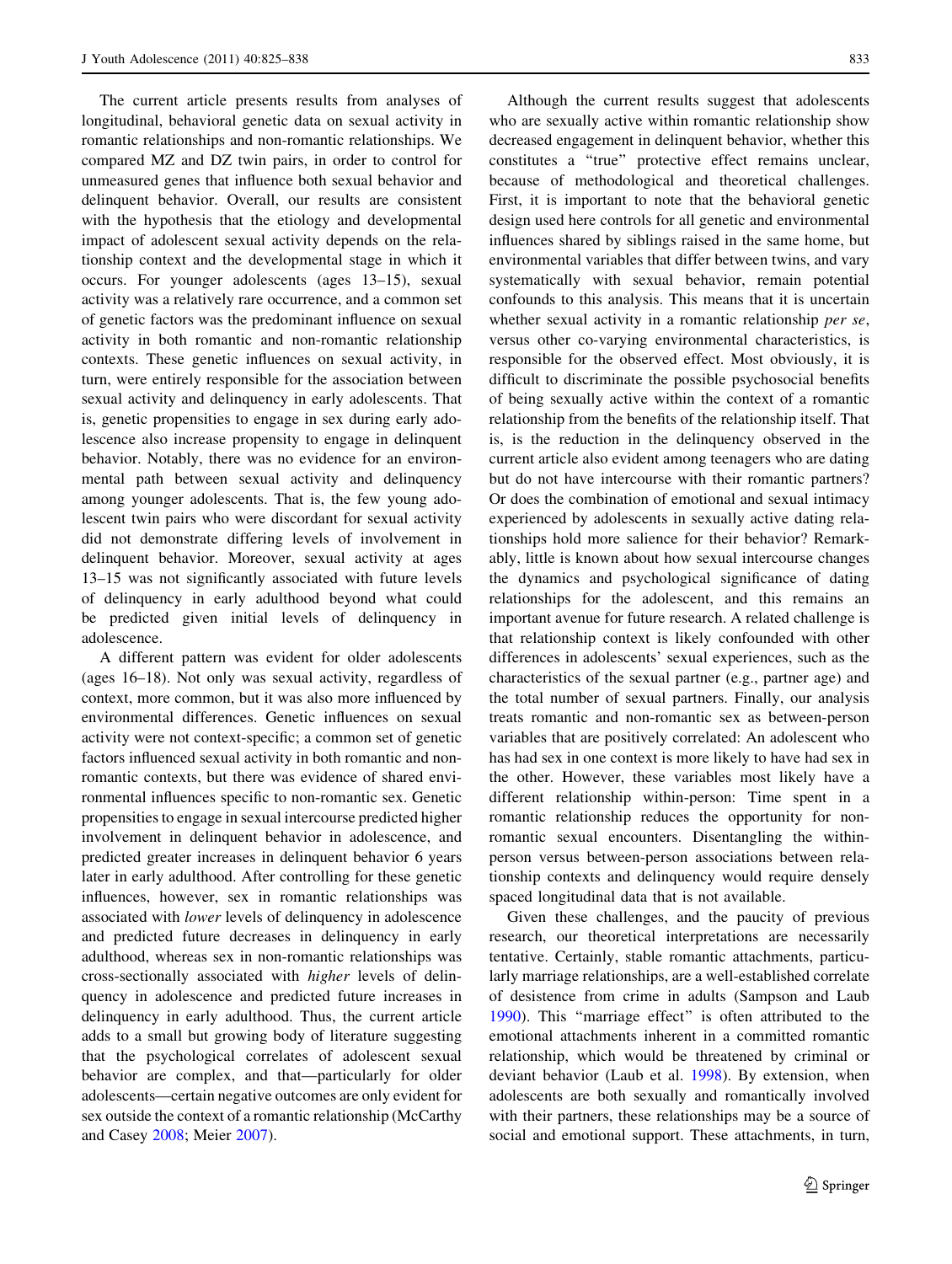The current article presents results from analyses of longitudinal, behavioral genetic data on sexual activity in romantic relationships and non-romantic relationships. We compared MZ and DZ twin pairs, in order to control for unmeasured genes that influence both sexual behavior and delinquent behavior. Overall, our results are consistent with the hypothesis that the etiology and developmental impact of adolescent sexual activity depends on the relationship context and the developmental stage in which it occurs. For younger adolescents (ages 13–15), sexual activity was a relatively rare occurrence, and a common set of genetic factors was the predominant influence on sexual activity in both romantic and non-romantic relationship contexts. These genetic influences on sexual activity, in turn, were entirely responsible for the association between sexual activity and delinquency in early adolescents. That is, genetic propensities to engage in sex during early adolescence also increase propensity to engage in delinquent behavior. Notably, there was no evidence for an environmental path between sexual activity and delinquency among younger adolescents. That is, the few young adolescent twin pairs who were discordant for sexual activity did not demonstrate differing levels of involvement in delinquent behavior. Moreover, sexual activity at ages 13–15 was not significantly associated with future levels of delinquency in early adulthood beyond what could be predicted given initial levels of delinquency in adolescence.

A different pattern was evident for older adolescents (ages 16–18). Not only was sexual activity, regardless of context, more common, but it was also more influenced by environmental differences. Genetic influences on sexual activity were not context-specific; a common set of genetic factors influenced sexual activity in both romantic and non-romantic contexts, but there was evidence of shared environmental influences specific to non-romantic sex. Genetic propensities to engage in sexual intercourse predicted higher involvement in delinquent behavior in adolescence, and predicted greater increases in delinquent behavior 6 years later in early adulthood. After controlling for these genetic influences, however, sex in romantic relationships was associated with *lower* levels of delinquency in adolescence and predicted future decreases in delinquency in early adulthood, whereas sex in non-romantic relationships was cross-sectionally associated with *higher* levels of delinquency in adolescence and predicted future increases in delinquency in early adulthood. Thus, the current article adds to a small but growing body of literature suggesting that the psychological correlates of adolescent sexual behavior are complex, and that—particularly for older adolescents—certain negative outcomes are only evident for sex outside the context of a romantic relationship (McCarthy and Casey 2008; Meier 2007).

Although the current results suggest that adolescents who are sexually active within romantic relationship show decreased engagement in delinquent behavior, whether this constitutes a "true" protective effect remains unclear, because of methodological and theoretical challenges. First, it is important to note that the behavioral genetic design used here controls for all genetic and environmental influences shared by siblings raised in the same home, but environmental variables that differ between twins, and vary systematically with sexual behavior, remain potential confounds to this analysis. This means that it is uncertain whether sexual activity in a romantic relationship *per se*, versus other co-varying environmental characteristics, is responsible for the observed effect. Most obviously, it is difficult to discriminate the possible psychosocial benefits of being sexually active within the context of a romantic relationship from the benefits of the relationship itself. That is, is the reduction in the delinquency observed in the current article also evident among teenagers who are dating but do not have intercourse with their romantic partners? Or does the combination of emotional and sexual intimacy experienced by adolescents in sexually active dating relationships hold more salience for their behavior? Remarkably, little is known about how sexual intercourse changes the dynamics and psychological significance of dating relationships for the adolescent, and this remains an important avenue for future research. A related challenge is that relationship context is likely confounded with other differences in adolescents' sexual experiences, such as the characteristics of the sexual partner (e.g., partner age) and the total number of sexual partners. Finally, our analysis treats romantic and non-romantic sex as between-person variables that are positively correlated: An adolescent who has had sex in one context is more likely to have had sex in the other. However, these variables most likely have a different relationship within-person: Time spent in a romantic relationship reduces the opportunity for non-romantic sexual encounters. Disentangling the within-person versus between-person associations between relationship contexts and delinquency would require densely spaced longitudinal data that is not available.

Given these challenges, and the paucity of previous research, our theoretical interpretations are necessarily tentative. Certainly, stable romantic attachments, particularly marriage relationships, are a well-established correlate of desistence from crime in adults (Sampson and Laub 1990). This "marriage effect" is often attributed to the emotional attachments inherent in a committed romantic relationship, which would be threatened by criminal or deviant behavior (Laub et al. 1998). By extension, when adolescents are both sexually and romantically involved with their partners, these relationships may be a source of social and emotional support. These attachments, in turn,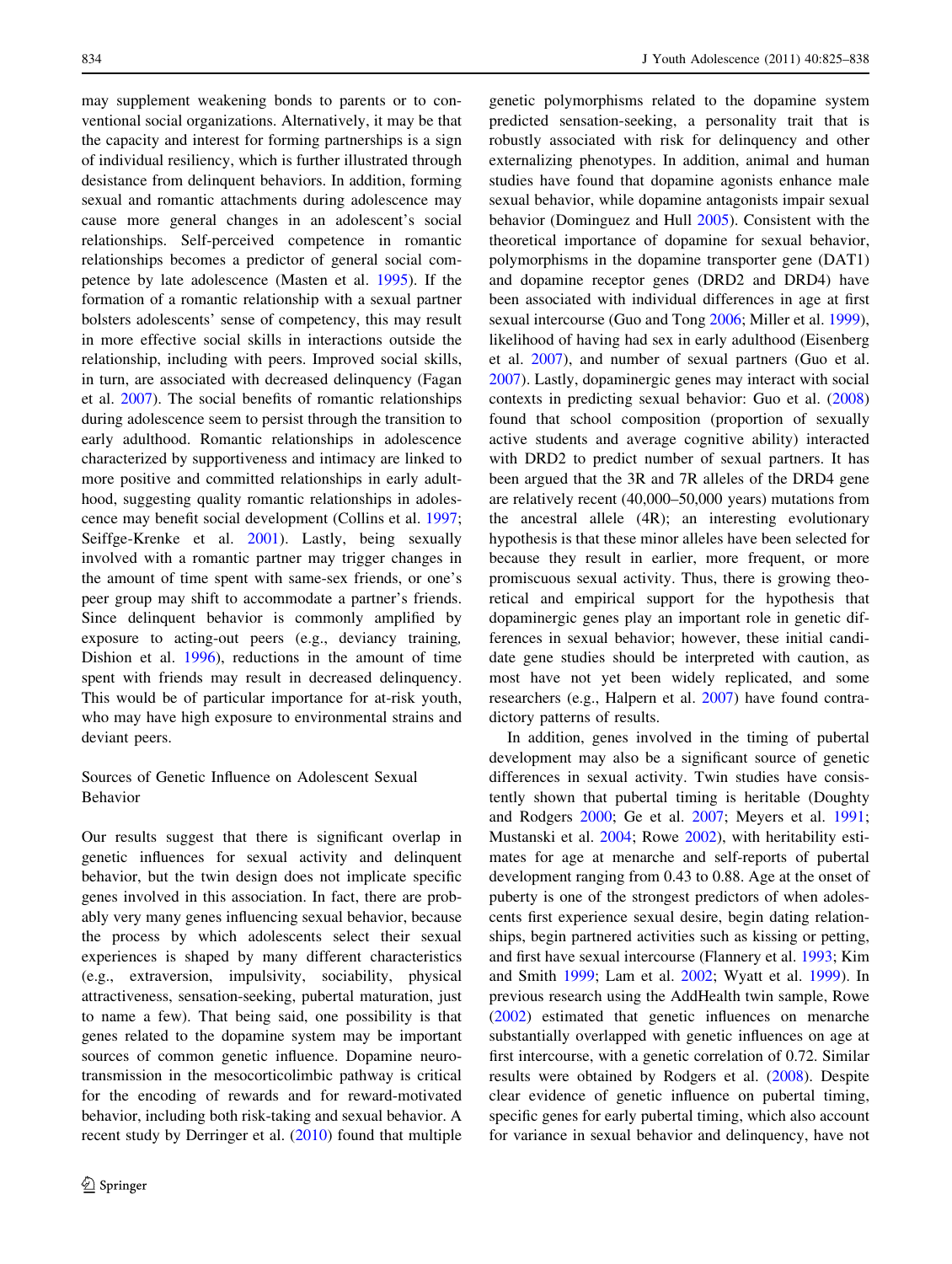may supplement weakening bonds to parents or to conventional social organizations. Alternatively, it may be that the capacity and interest for forming partnerships is a sign of individual resiliency, which is further illustrated through desistance from delinquent behaviors. In addition, forming sexual and romantic attachments during adolescence may cause more general changes in an adolescent's social relationships. Self-perceived competence in romantic relationships becomes a predictor of general social competence by late adolescence (Masten et al. 1995). If the formation of a romantic relationship with a sexual partner bolsters adolescents' sense of competency, this may result in more effective social skills in interactions outside the relationship, including with peers. Improved social skills, in turn, are associated with decreased delinquency (Fagan et al. 2007). The social benefits of romantic relationships during adolescence seem to persist through the transition to early adulthood. Romantic relationships in adolescence characterized by supportiveness and intimacy are linked to more positive and committed relationships in early adulthood, suggesting quality romantic relationships in adolescence may benefit social development (Collins et al. 1997; Seiffge-Krenke et al. 2001). Lastly, being sexually involved with a romantic partner may trigger changes in the amount of time spent with same-sex friends, or one's peer group may shift to accommodate a partner's friends. Since delinquent behavior is commonly amplified by exposure to acting-out peers (e.g., deviancy training, Dishion et al. 1996), reductions in the amount of time spent with friends may result in decreased delinquency. This would be of particular importance for at-risk youth, who may have high exposure to environmental strains and deviant peers.

## Sources of Genetic Influence on Adolescent Sexual Behavior

Our results suggest that there is significant overlap in genetic influences for sexual activity and delinquent behavior, but the twin design does not implicate specific genes involved in this association. In fact, there are probably very many genes influencing sexual behavior, because the process by which adolescents select their sexual experiences is shaped by many different characteristics (e.g., extraversion, impulsivity, sociability, physical attractiveness, sensation-seeking, pubertal maturation, just to name a few). That being said, one possibility is that genes related to the dopamine system may be important sources of common genetic influence. Dopamine neurotransmission in the mesocorticolimbic pathway is critical for the encoding of rewards and for reward-motivated behavior, including both risk-taking and sexual behavior. A recent study by Derringer et al. (2010) found that multiple genetic polymorphisms related to the dopamine system predicted sensation-seeking, a personality trait that is robustly associated with risk for delinquency and other externalizing phenotypes. In addition, animal and human studies have found that dopamine agonists enhance male sexual behavior, while dopamine antagonists impair sexual behavior (Dominguez and Hull 2005). Consistent with the theoretical importance of dopamine for sexual behavior, polymorphisms in the dopamine transporter gene (DAT1) and dopamine receptor genes (DRD2 and DRD4) have been associated with individual differences in age at first sexual intercourse (Guo and Tong 2006; Miller et al. 1999), likelihood of having had sex in early adulthood (Eisenberg et al. 2007), and number of sexual partners (Guo et al. 2007). Lastly, dopaminergic genes may interact with social contexts in predicting sexual behavior: Guo et al. (2008) found that school composition (proportion of sexually active students and average cognitive ability) interacted with DRD2 to predict number of sexual partners. It has been argued that the 3R and 7R alleles of the DRD4 gene are relatively recent (40,000–50,000 years) mutations from the ancestral allele (4R); an interesting evolutionary hypothesis is that these minor alleles have been selected for because they result in earlier, more frequent, or more promiscuous sexual activity. Thus, there is growing theoretical and empirical support for the hypothesis that dopaminergic genes play an important role in genetic differences in sexual behavior; however, these initial candidate gene studies should be interpreted with caution, as most have not yet been widely replicated, and some researchers (e.g., Halpern et al. 2007) have found contradictory patterns of results.

In addition, genes involved in the timing of pubertal development may also be a significant source of genetic differences in sexual activity. Twin studies have consistently shown that pubertal timing is heritable (Doughty and Rodgers 2000; Ge et al. 2007; Meyers et al. 1991; Mustanski et al. 2004; Rowe 2002), with heritability estimates for age at menarche and self-reports of pubertal development ranging from 0.43 to 0.88. Age at the onset of puberty is one of the strongest predictors of when adolescents first experience sexual desire, begin dating relationships, begin partnered activities such as kissing or petting, and first have sexual intercourse (Flannery et al. 1993; Kim and Smith 1999; Lam et al. 2002; Wyatt et al. 1999). In previous research using the AddHealth twin sample, Rowe (2002) estimated that genetic influences on menarche substantially overlapped with genetic influences on age at first intercourse, with a genetic correlation of 0.72. Similar results were obtained by Rodgers et al. (2008). Despite clear evidence of genetic influence on pubertal timing, specific genes for early pubertal timing, which also account for variance in sexual behavior and delinquency, have not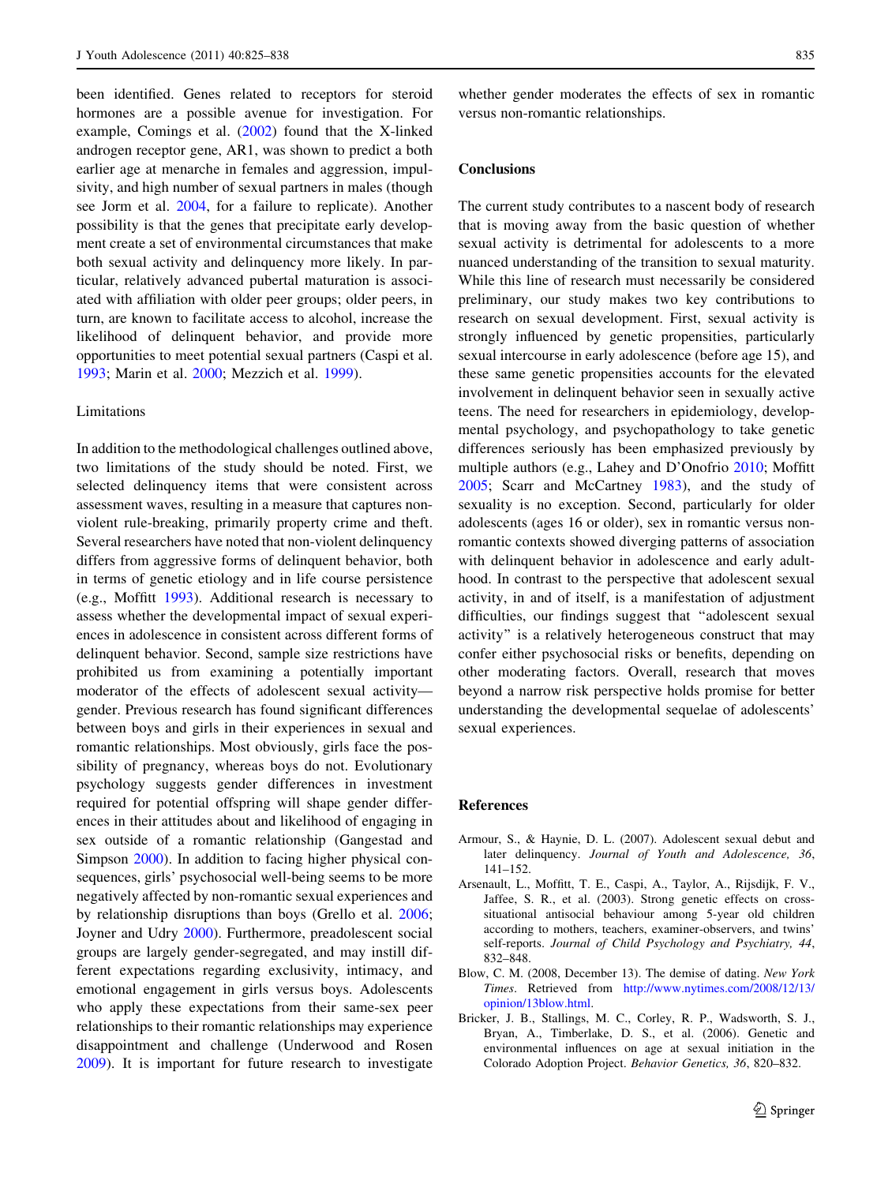been identified. Genes related to receptors for steroid hormones are a possible avenue for investigation. For example, Comings et al. (2002) found that the X-linked androgen receptor gene, AR1, was shown to predict a both earlier age at menarche in females and aggression, impulsivity, and high number of sexual partners in males (though see Jorm et al. 2004, for a failure to replicate). Another possibility is that the genes that precipitate early development create a set of environmental circumstances that make both sexual activity and delinquency more likely. In particular, relatively advanced pubertal maturation is associated with affiliation with older peer groups; older peers, in turn, are known to facilitate access to alcohol, increase the likelihood of delinquent behavior, and provide more opportunities to meet potential sexual partners (Caspi et al. 1993; Marin et al. 2000; Mezzich et al. 1999).

### Limitations

In addition to the methodological challenges outlined above, two limitations of the study should be noted. First, we selected delinquency items that were consistent across assessment waves, resulting in a measure that captures non-violent rule-breaking, primarily property crime and theft. Several researchers have noted that non-violent delinquency differs from aggressive forms of delinquent behavior, both in terms of genetic etiology and in life course persistence (e.g., Moffitt 1993). Additional research is necessary to assess whether the developmental impact of sexual experiences in adolescence in consistent across different forms of delinquent behavior. Second, sample size restrictions have prohibited us from examining a potentially important moderator of the effects of adolescent sexual activity—gender. Previous research has found significant differences between boys and girls in their experiences in sexual and romantic relationships. Most obviously, girls face the possibility of pregnancy, whereas boys do not. Evolutionary psychology suggests gender differences in investment required for potential offspring will shape gender differences in their attitudes about and likelihood of engaging in sex outside of a romantic relationship (Gangestad and Simpson 2000). In addition to facing higher physical consequences, girls' psychosocial well-being seems to be more negatively affected by non-romantic sexual experiences and by relationship disruptions than boys (Grello et al. 2006; Joyner and Udry 2000). Furthermore, preadolescent social groups are largely gender-segregated, and may instill different expectations regarding exclusivity, intimacy, and emotional engagement in girls versus boys. Adolescents who apply these expectations from their same-sex peer relationships to their romantic relationships may experience disappointment and challenge (Underwood and Rosen 2009). It is important for future research to investigate whether gender moderates the effects of sex in romantic versus non-romantic relationships.

## Conclusions

The current study contributes to a nascent body of research that is moving away from the basic question of whether sexual activity is detrimental for adolescents to a more nuanced understanding of the transition to sexual maturity. While this line of research must necessarily be considered preliminary, our study makes two key contributions to research on sexual development. First, sexual activity is strongly influenced by genetic propensities, particularly sexual intercourse in early adolescence (before age 15), and these same genetic propensities accounts for the elevated involvement in delinquent behavior seen in sexually active teens. The need for researchers in epidemiology, developmental psychology, and psychopathology to take genetic differences seriously has been emphasized previously by multiple authors (e.g., Lahey and D'Onofrio 2010; Moffitt 2005; Scarr and McCartney 1983), and the study of sexuality is no exception. Second, particularly for older adolescents (ages 16 or older), sex in romantic versus non-romantic contexts showed diverging patterns of association with delinquent behavior in adolescence and early adulthood. In contrast to the perspective that adolescent sexual activity, in and of itself, is a manifestation of adjustment difficulties, our findings suggest that "adolescent sexual activity" is a relatively heterogeneous construct that may confer either psychosocial risks or benefits, depending on other moderating factors. Overall, research that moves beyond a narrow risk perspective holds promise for better understanding the developmental sequelae of adolescents' sexual experiences.

## References

Armour, S., & Haynie, D. L. (2007). Adolescent sexual debut and later delinquency. *Journal of Youth and Adolescence, 36*, 141–152.

Arsenault, L., Moffitt, T. E., Caspi, A., Taylor, A., Rijsdijk, F. V., Jaffee, S. R., et al. (2003). Strong genetic effects on cross-situational antisocial behaviour among 5-year old children according to mothers, teachers, examiner-observers, and twins' self-reports. *Journal of Child Psychology and Psychiatry, 44*, 832–848.

Blow, C. M. (2008, December 13). The demise of dating. *New York Times*. Retrieved from http://www.nytimes.com/2008/12/13/opinion/13blow.html.

Bricker, J. B., Stallings, M. C., Corley, R. P., Wadsworth, S. J., Bryan, A., Timberlake, D. S., et al. (2006). Genetic and environmental influences on age at sexual initiation in the Colorado Adoption Project. *Behavior Genetics, 36*, 820–832.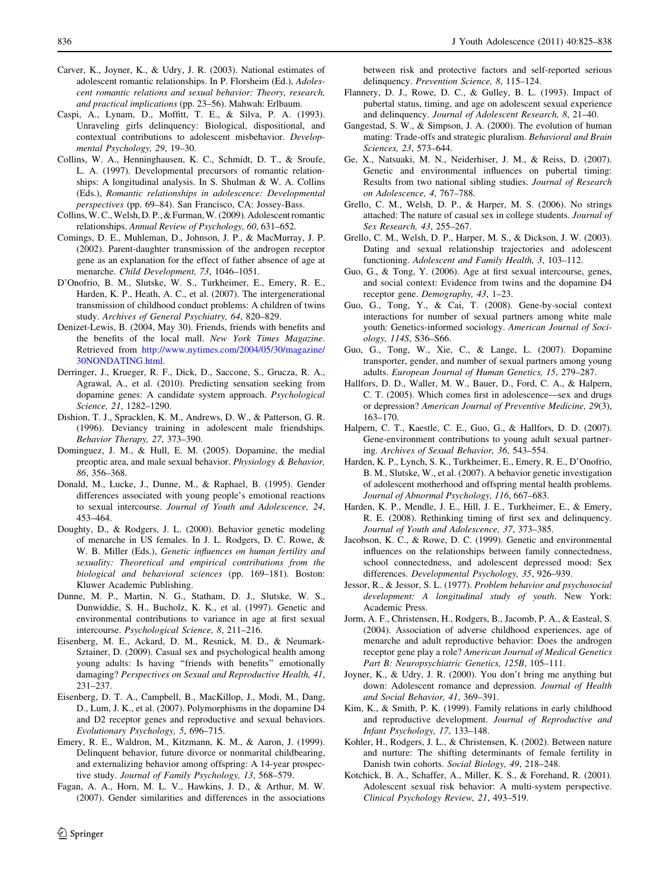Carver, K., Joyner, K., & Udry, J. R. (2003). National estimates of adolescent romantic relationships. In P. Florsheim (Ed.), *Adolescent romantic relations and sexual behavior: Theory, research, and practical implications* (pp. 23–56). Mahwah: Erlbaum.

Caspi, A., Lynam, D., Moffitt, T. E., & Silva, P. A. (1993). Unraveling girls delinquency: Biological, dispositional, and contextual contributions to adolescent misbehavior. *Developmental Psychology, 29*, 19–30.

Collins, W. A., Henninghausen, K. C., Schmidt, D. T., & Sroufe, L. A. (1997). Developmental precursors of romantic relationships: A longitudinal analysis. In S. Shulman & W. A. Collins (Eds.), *Romantic relationships in adolescence: Developmental perspectives* (pp. 69–84). San Francisco, CA: Jossey-Bass.

Collins, W. C., Welsh, D. P., & Furman, W. (2009). Adolescent romantic relationships. *Annual Review of Psychology, 60*, 631–652.

Comings, D. E., Muhleman, D., Johnson, J. P., & MacMurray, J. P. (2002). Parent-daughter transmission of the androgen receptor gene as an explanation for the effect of father absence of age at menarche. *Child Development, 73*, 1046–1051.

D'Onofrio, B. M., Slutske, W. S., Turkheimer, E., Emery, R. E., Harden, K. P., Heath, A. C., et al. (2007). The intergenerational transmission of childhood conduct problems: A children of twins study. *Archives of General Psychiatry, 64*, 820–829.

Denizet-Lewis, B. (2004, May 30). Friends, friends with benefits and the benefits of the local mall. *New York Times Magazine*. Retrieved from http://www.nytimes.com/2004/05/30/magazine/30NONDATING.html.

Derringer, J., Krueger, R. F., Dick, D., Saccone, S., Grucza, R. A., Agrawal, A., et al. (2010). Predicting sensation seeking from dopamine genes: A candidate system approach. *Psychological Science, 21*, 1282–1290.

Dishion, T. J., Spracklen, K. M., Andrews, D. W., & Patterson, G. R. (1996). Deviancy training in adolescent male friendships. *Behavior Therapy, 27*, 373–390.

Dominguez, J. M., & Hull, E. M. (2005). Dopamine, the medial preoptic area, and male sexual behavior. *Physiology & Behavior, 86*, 356–368.

Donald, M., Lucke, J., Dunne, M., & Raphael, B. (1995). Gender differences associated with young people's emotional reactions to sexual intercourse. *Journal of Youth and Adolescence, 24*, 453–464.

Doughty, D., & Rodgers, J. L. (2000). Behavior genetic modeling of menarche in US females. In J. L. Rodgers, D. C. Rowe, & W. B. Miller (Eds.), *Genetic influences on human fertility and sexuality: Theoretical and empirical contributions from the biological and behavioral sciences* (pp. 169–181). Boston: Kluwer Academic Publishing.

Dunne, M. P., Martin, N. G., Statham, D. J., Slutske, W. S., Dunwiddie, S. H., Bucholz, K. K., et al. (1997). Genetic and environmental contributions to variance in age at first sexual intercourse. *Psychological Science, 8*, 211–216.

Eisenberg, M. E., Ackard, D. M., Resnick, M. D., & Neumark-Sztainer, D. (2009). Casual sex and psychological health among young adults: Is having "friends with benefits" emotionally damaging? *Perspectives on Sexual and Reproductive Health, 41*, 231–237.

Eisenberg, D. T. A., Campbell, B., MacKillop, J., Modi, M., Dang, D., Lum, J. K., et al. (2007). Polymorphisms in the dopamine D4 and D2 receptor genes and reproductive and sexual behaviors. *Evolutionary Psychology, 5*, 696–715.

Emery, R. E., Waldron, M., Kitzmann, K. M., & Aaron, J. (1999). Delinquent behavior, future divorce or nonmarital childbearing, and externalizing behavior among offspring: A 14-year prospective study. *Journal of Family Psychology, 13*, 568–579.

Fagan, A. A., Horn, M. L. V., Hawkins, J. D., & Arthur, M. W. (2007). Gender similarities and differences in the associations between risk and protective factors and self-reported serious delinquency. *Prevention Science, 8*, 115–124.

Flannery, D. J., Rowe, D. C., & Gulley, B. L. (1993). Impact of pubertal status, timing, and age on adolescent sexual experience and delinquency. *Journal of Adolescent Research, 8*, 21–40.

Gangestad, S. W., & Simpson, J. A. (2000). The evolution of human mating: Trade-offs and strategic pluralism. *Behavioral and Brain Sciences, 23*, 573–644.

Ge, X., Natsuaki, M. N., Neiderhiser, J. M., & Reiss, D. (2007). Genetic and environmental influences on pubertal timing: Results from two national sibling studies. *Journal of Research on Adolescence, 4*, 767–788.

Grello, C. M., Welsh, D. P., & Harper, M. S. (2006). No strings attached: The nature of casual sex in college students. *Journal of Sex Research, 43*, 255–267.

Grello, C. M., Welsh, D. P., Harper, M. S., & Dickson, J. W. (2003). Dating and sexual relationship trajectories and adolescent functioning. *Adolescent and Family Health, 3*, 103–112.

Guo, G., & Tong, Y. (2006). Age at first sexual intercourse, genes, and social context: Evidence from twins and the dopamine D4 receptor gene. *Demography, 43*, 1–23.

Guo, G., Tong, Y., & Cai, T. (2008). Gene-by-social context interactions for number of sexual partners among white male youth: Genetics-informed sociology. *American Journal of Sociology, 114S*, S36–S66.

Guo, G., Tong, W., Xie, C., & Lange, L. (2007). Dopamine transporter, gender, and number of sexual partners among young adults. *European Journal of Human Genetics, 15*, 279–287.

Hallfors, D. D., Waller, M. W., Bauer, D., Ford, C. A., & Halpern, C. T. (2005). Which comes first in adolescence—sex and drugs or depression? *American Journal of Preventive Medicine, 29*(3), 163–170.

Halpern, C. T., Kaestle, C. E., Guo, G., & Hallfors, D. D. (2007). Gene-environment contributions to young adult sexual partnering. *Archives of Sexual Behavior, 36*, 543–554.

Harden, K. P., Lynch, S. K., Turkheimer, E., Emery, R. E., D'Onofrio, B. M., Slutske, W., et al. (2007). A behavior genetic investigation of adolescent motherhood and offspring mental health problems. *Journal of Abnormal Psychology, 116*, 667–683.

Harden, K. P., Mendle, J. E., Hill, J. E., Turkheimer, E., & Emery, R. E. (2008). Rethinking timing of first sex and delinquency. *Journal of Youth and Adolescence, 37*, 373–385.

Jacobson, K. C., & Rowe, D. C. (1999). Genetic and environmental influences on the relationships between family connectedness, school connectedness, and adolescent depressed mood: Sex differences. *Developmental Psychology, 35*, 926–939.

Jessor, R., & Jessor, S. L. (1977). *Problem behavior and psychosocial development: A longitudinal study of youth*. New York: Academic Press.

Jorm, A. F., Christensen, H., Rodgers, B., Jacomb, P. A., & Easteal, S. (2004). Association of adverse childhood experiences, age of menarche and adult reproductive behavior: Does the androgen receptor gene play a role? *American Journal of Medical Genetics Part B: Neuropsychiatric Genetics, 125B*, 105–111.

Joyner, K., & Udry, J. R. (2000). You don't bring me anything but down: Adolescent romance and depression. *Journal of Health and Social Behavior, 41*, 369–391.

Kim, K., & Smith, P. K. (1999). Family relations in early childhood and reproductive development. *Journal of Reproductive and Infant Psychology, 17*, 133–148.

Kohler, H., Rodgers, J. L., & Christensen, K. (2002). Between nature and nurture: The shifting determinants of female fertility in Danish twin cohorts. *Social Biology, 49*, 218–248.

Kotchick, B. A., Schaffer, A., Miller, K. S., & Forehand, R. (2001). Adolescent sexual risk behavior: A multi-system perspective. *Clinical Psychology Review, 21*, 493–519.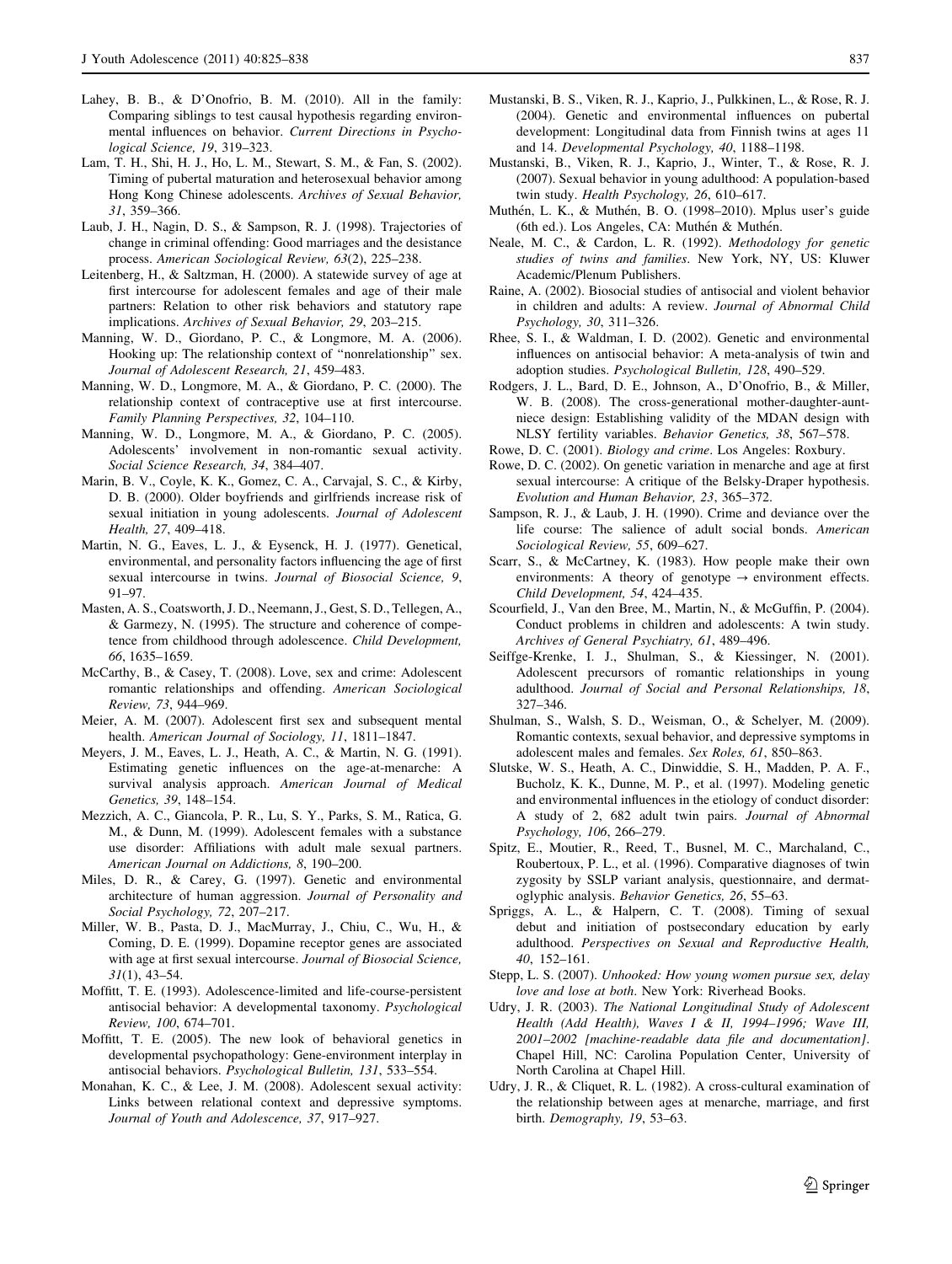Lahey, B. B., & D'Onofrio, B. M. (2010). All in the family: Comparing siblings to test causal hypothesis regarding environmental influences on behavior. *Current Directions in Psychological Science, 19*, 319–323.

Lam, T. H., Shi, H. J., Ho, L. M., Stewart, S. M., & Fan, S. (2002). Timing of pubertal maturation and heterosexual behavior among Hong Kong Chinese adolescents. *Archives of Sexual Behavior, 31*, 359–366.

Laub, J. H., Nagin, D. S., & Sampson, R. J. (1998). Trajectories of change in criminal offending: Good marriages and the desistance process. *American Sociological Review, 63*(2), 225–238.

Leitenberg, H., & Saltzman, H. (2000). A statewide survey of age at first intercourse for adolescent females and age of their male partners: Relation to other risk behaviors and statutory rape implications. *Archives of Sexual Behavior, 29*, 203–215.

Manning, W. D., Giordano, P. C., & Longmore, M. A. (2006). Hooking up: The relationship context of "nonrelationship" sex. *Journal of Adolescent Research, 21*, 459–483.

Manning, W. D., Longmore, M. A., & Giordano, P. C. (2000). The relationship context of contraceptive use at first intercourse. *Family Planning Perspectives, 32*, 104–110.

Manning, W. D., Longmore, M. A., & Giordano, P. C. (2005). Adolescents' involvement in non-romantic sexual activity. *Social Science Research, 34*, 384–407.

Marin, B. V., Coyle, K. K., Gomez, C. A., Carvajal, S. C., & Kirby, D. B. (2000). Older boyfriends and girlfriends increase risk of sexual initiation in young adolescents. *Journal of Adolescent Health, 27*, 409–418.

Martin, N. G., Eaves, L. J., & Eysenck, H. J. (1977). Genetical, environmental, and personality factors influencing the age of first sexual intercourse in twins. *Journal of Biosocial Science, 9*, 91–97.

Masten, A. S., Coatsworth, J. D., Neemann, J., Gest, S. D., Tellegen, A., & Garmezy, N. (1995). The structure and coherence of competence from childhood through adolescence. *Child Development, 66*, 1635–1659.

McCarthy, B., & Casey, T. (2008). Love, sex and crime: Adolescent romantic relationships and offending. *American Sociological Review, 73*, 944–969.

Meier, A. M. (2007). Adolescent first sex and subsequent mental health. *American Journal of Sociology, 11*, 1811–1847.

Meyers, J. M., Eaves, L. J., Heath, A. C., & Martin, N. G. (1991). Estimating genetic influences on the age-at-menarche: A survival analysis approach. *American Journal of Medical Genetics, 39*, 148–154.

Mezzich, A. C., Giancola, P. R., Lu, S. Y., Parks, S. M., Ratica, G. M., & Dunn, M. (1999). Adolescent females with a substance use disorder: Affiliations with adult male sexual partners. *American Journal on Addictions, 8*, 190–200.

Miles, D. R., & Carey, G. (1997). Genetic and environmental architecture of human aggression. *Journal of Personality and Social Psychology, 72*, 207–217.

Miller, W. B., Pasta, D. J., MacMurray, J., Chiu, C., Wu, H., & Coming, D. E. (1999). Dopamine receptor genes are associated with age at first sexual intercourse. *Journal of Biosocial Science, 31*(1), 43–54.

Moffitt, T. E. (1993). Adolescence-limited and life-course-persistent antisocial behavior: A developmental taxonomy. *Psychological Review, 100*, 674–701.

Moffitt, T. E. (2005). The new look of behavioral genetics in developmental psychopathology: Gene-environment interplay in antisocial behaviors. *Psychological Bulletin, 131*, 533–554.

Monahan, K. C., & Lee, J. M. (2008). Adolescent sexual activity: Links between relational context and depressive symptoms. *Journal of Youth and Adolescence, 37*, 917–927.

Mustanski, B. S., Viken, R. J., Kaprio, J., Pulkkinen, L., & Rose, R. J. (2004). Genetic and environmental influences on pubertal development: Longitudinal data from Finnish twins at ages 11 and 14. *Developmental Psychology, 40*, 1188–1198.

Mustanski, B., Viken, R. J., Kaprio, J., Winter, T., & Rose, R. J. (2007). Sexual behavior in young adulthood: A population-based twin study. *Health Psychology, 26*, 610–617.

Muthén, L. K., & Muthén, B. O. (1998–2010). Mplus user's guide (6th ed.). Los Angeles, CA: Muthén & Muthén.

Neale, M. C., & Cardon, L. R. (1992). *Methodology for genetic studies of twins and families*. New York, NY, US: Kluwer Academic/Plenum Publishers.

Raine, A. (2002). Biosocial studies of antisocial and violent behavior in children and adults: A review. *Journal of Abnormal Child Psychology, 30*, 311–326.

Rhee, S. I., & Waldman, I. D. (2002). Genetic and environmental influences on antisocial behavior: A meta-analysis of twin and adoption studies. *Psychological Bulletin, 128*, 490–529.

Rodgers, J. L., Bard, D. E., Johnson, A., D'Onofrio, B., & Miller, W. B. (2008). The cross-generational mother-daughter-aunt-niece design: Establishing validity of the MDAN design with NLSY fertility variables. *Behavior Genetics, 38*, 567–578.

Rowe, D. C. (2001). *Biology and crime*. Los Angeles: Roxbury.

Rowe, D. C. (2002). On genetic variation in menarche and age at first sexual intercourse: A critique of the Belsky-Draper hypothesis. *Evolution and Human Behavior, 23*, 365–372.

Sampson, R. J., & Laub, J. H. (1990). Crime and deviance over the life course: The salience of adult social bonds. *American Sociological Review, 55*, 609–627.

Scarr, S., & McCartney, K. (1983). How people make their own environments: A theory of genotype → environment effects. *Child Development, 54*, 424–435.

Scourfield, J., Van den Bree, M., Martin, N., & McGuffin, P. (2004). Conduct problems in children and adolescents: A twin study. *Archives of General Psychiatry, 61*, 489–496.

Seiffge-Krenke, I. J., Shulman, S., & Kiessinger, N. (2001). Adolescent precursors of romantic relationships in young adulthood. *Journal of Social and Personal Relationships, 18*, 327–346.

Shulman, S., Walsh, S. D., Weisman, O., & Schelyer, M. (2009). Romantic contexts, sexual behavior, and depressive symptoms in adolescent males and females. *Sex Roles, 61*, 850–863.

Slutske, W. S., Heath, A. C., Dinwiddie, S. H., Madden, P. A. F., Bucholz, K. K., Dunne, M. P., et al. (1997). Modeling genetic and environmental influences in the etiology of conduct disorder: A study of 2, 682 adult twin pairs. *Journal of Abnormal Psychology, 106*, 266–279.

Spitz, E., Moutier, R., Reed, T., Busnel, M. C., Marchaland, C., Roubertoux, P. L., et al. (1996). Comparative diagnoses of twin zygosity by SSLP variant analysis, questionnaire, and dermatoglyphic analysis. *Behavior Genetics, 26*, 55–63.

Spriggs, A. L., & Halpern, C. T. (2008). Timing of sexual debut and initiation of postsecondary education by early adulthood. *Perspectives on Sexual and Reproductive Health, 40*, 152–161.

Stepp, L. S. (2007). *Unhooked: How young women pursue sex, delay love and lose at both*. New York: Riverhead Books.

Udry, J. R. (2003). *The National Longitudinal Study of Adolescent Health (Add Health), Waves I & II, 1994–1996; Wave III, 2001–2002 [machine-readable data file and documentation]*. Chapel Hill, NC: Carolina Population Center, University of North Carolina at Chapel Hill.

Udry, J. R., & Cliquet, R. L. (1982). A cross-cultural examination of the relationship between ages at menarche, marriage, and first birth. *Demography, 19*, 53–63.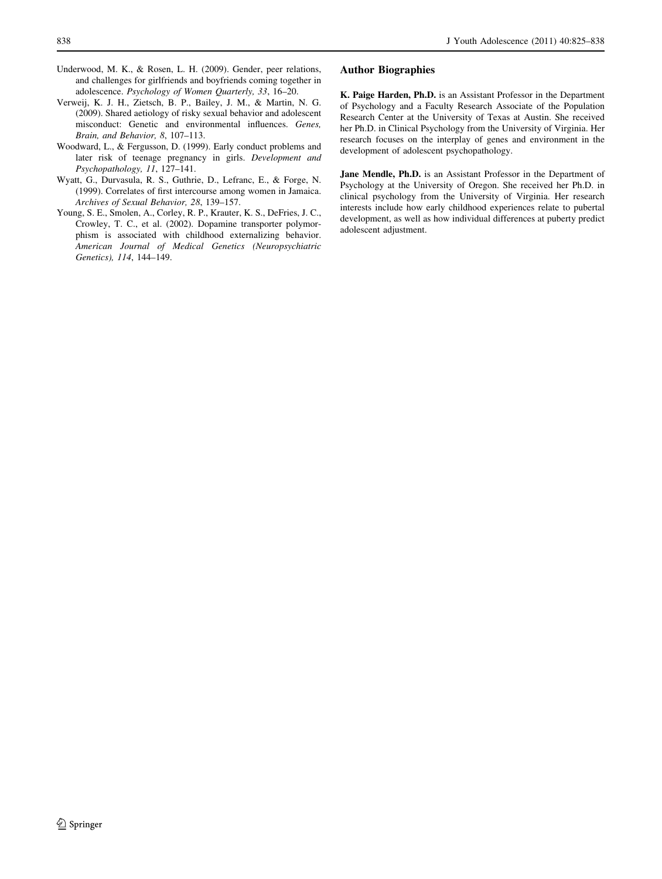Underwood, M. K., & Rosen, L. H. (2009). Gender, peer relations, and challenges for girlfriends and boyfriends coming together in adolescence. *Psychology of Women Quarterly, 33*, 16–20.

Verweij, K. J. H., Zietsch, B. P., Bailey, J. M., & Martin, N. G. (2009). Shared aetiology of risky sexual behavior and adolescent misconduct: Genetic and environmental influences. *Genes, Brain, and Behavior, 8*, 107–113.

Woodward, L., & Fergusson, D. (1999). Early conduct problems and later risk of teenage pregnancy in girls. *Development and Psychopathology, 11*, 127–141.

Wyatt, G., Durvasula, R. S., Guthrie, D., Lefranc, E., & Forge, N. (1999). Correlates of first intercourse among women in Jamaica. *Archives of Sexual Behavior, 28*, 139–157.

Young, S. E., Smolen, A., Corley, R. P., Krauter, K. S., DeFries, J. C., Crowley, T. C., et al. (2002). Dopamine transporter polymorphism is associated with childhood externalizing behavior. *American Journal of Medical Genetics (Neuropsychiatric Genetics), 114*, 144–149.

## Author Biographies

**K. Paige Harden, Ph.D.** is an Assistant Professor in the Department of Psychology and a Faculty Research Associate of the Population Research Center at the University of Texas at Austin. She received her Ph.D. in Clinical Psychology from the University of Virginia. Her research focuses on the interplay of genes and environment in the development of adolescent psychopathology.

**Jane Mendle, Ph.D.** is an Assistant Professor in the Department of Psychology at the University of Oregon. She received her Ph.D. in clinical psychology from the University of Virginia. Her research interests include how early childhood experiences relate to pubertal development, as well as how individual differences at puberty predict adolescent adjustment.